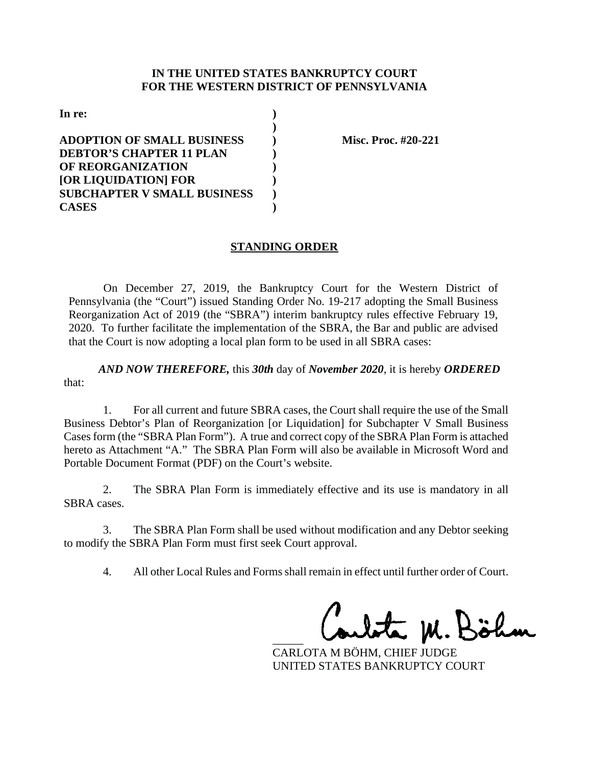**IN THE UNITED STATES BANKRUPTCY COURT**
**FOR THE WESTERN DISTRICT OF PENNSYLVANIA**

**In re:** )
)
**ADOPTION OF SMALL BUSINESS** ) **Misc. Proc. #20-221**
**DEBTOR'S CHAPTER 11 PLAN** )
**OF REORGANIZATION** )
**[OR LIQUIDATION] FOR** )
**SUBCHAPTER V SMALL BUSINESS** )
**CASES** )

## STANDING ORDER

On December 27, 2019, the Bankruptcy Court for the Western District of Pennsylvania (the "Court") issued Standing Order No. 19-217 adopting the Small Business Reorganization Act of 2019 (the "SBRA") interim bankruptcy rules effective February 19, 2020. To further facilitate the implementation of the SBRA, the Bar and public are advised that the Court is now adopting a local plan form to be used in all SBRA cases:

***AND NOW THEREFORE,*** this ***30th*** day of ***November 2020***, it is hereby ***ORDERED*** that:

1. For all current and future SBRA cases, the Court shall require the use of the Small Business Debtor's Plan of Reorganization [or Liquidation] for Subchapter V Small Business Cases form (the "SBRA Plan Form"). A true and correct copy of the SBRA Plan Form is attached hereto as Attachment "A." The SBRA Plan Form will also be available in Microsoft Word and Portable Document Format (PDF) on the Court's website.

2. The SBRA Plan Form is immediately effective and its use is mandatory in all SBRA cases.

3. The SBRA Plan Form shall be used without modification and any Debtor seeking to modify the SBRA Plan Form must first seek Court approval.

4. All other Local Rules and Forms shall remain in effect until further order of Court.

Carlota M. Böhm
CARLOTA M BÖHM, CHIEF JUDGE
UNITED STATES BANKRUPTCY COURT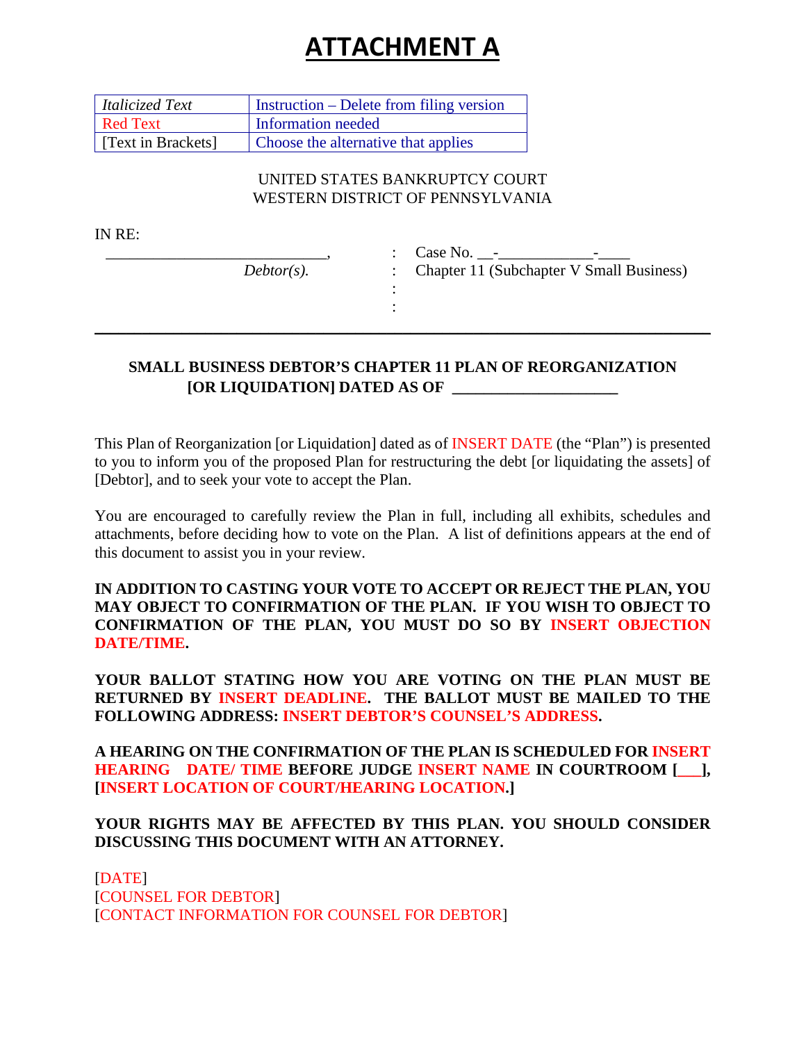# ATTACHMENT A

| *Italicized Text* | Instruction – Delete from filing version |
|---|---|
| Red Text | Information needed |
| [Text in Brackets] | Choose the alternative that applies |

UNITED STATES BANKRUPTCY COURT
WESTERN DISTRICT OF PENNSYLVANIA

IN RE:

| | | |
|---|---|---|
| ____________________________, | : | Case No. __-____________-____ |
| *Debtor(s).* | : | Chapter 11 (Subchapter V Small Business) |
| | : | |
| | : | |

**SMALL BUSINESS DEBTOR'S CHAPTER 11 PLAN OF REORGANIZATION [OR LIQUIDATION] DATED AS OF ____________________**

This Plan of Reorganization [or Liquidation] dated as of INSERT DATE (the "Plan") is presented to you to inform you of the proposed Plan for restructuring the debt [or liquidating the assets] of [Debtor], and to seek your vote to accept the Plan.

You are encouraged to carefully review the Plan in full, including all exhibits, schedules and attachments, before deciding how to vote on the Plan. A list of definitions appears at the end of this document to assist you in your review.

**IN ADDITION TO CASTING YOUR VOTE TO ACCEPT OR REJECT THE PLAN, YOU MAY OBJECT TO CONFIRMATION OF THE PLAN. IF YOU WISH TO OBJECT TO CONFIRMATION OF THE PLAN, YOU MUST DO SO BY INSERT OBJECTION DATE/TIME.**

**YOUR BALLOT STATING HOW YOU ARE VOTING ON THE PLAN MUST BE RETURNED BY INSERT DEADLINE. THE BALLOT MUST BE MAILED TO THE FOLLOWING ADDRESS: INSERT DEBTOR'S COUNSEL'S ADDRESS.**

**A HEARING ON THE CONFIRMATION OF THE PLAN IS SCHEDULED FOR INSERT HEARING DATE/ TIME BEFORE JUDGE INSERT NAME IN COURTROOM [___], [INSERT LOCATION OF COURT/HEARING LOCATION.]**

**YOUR RIGHTS MAY BE AFFECTED BY THIS PLAN. YOU SHOULD CONSIDER DISCUSSING THIS DOCUMENT WITH AN ATTORNEY.**

[DATE]
[COUNSEL FOR DEBTOR]
[CONTACT INFORMATION FOR COUNSEL FOR DEBTOR]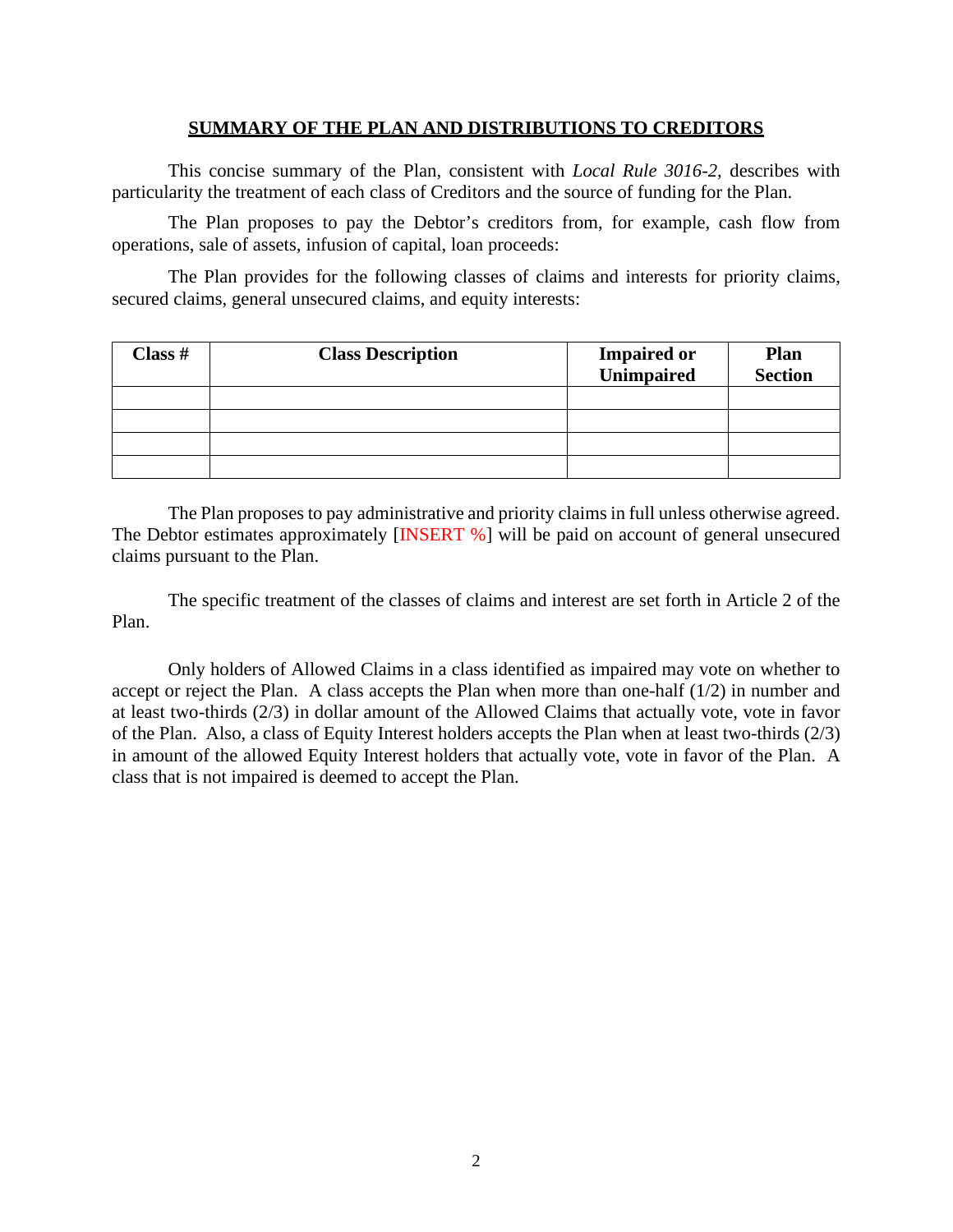## SUMMARY OF THE PLAN AND DISTRIBUTIONS TO CREDITORS

This concise summary of the Plan, consistent with *Local Rule 3016-2,* describes with particularity the treatment of each class of Creditors and the source of funding for the Plan.

The Plan proposes to pay the Debtor's creditors from, for example, cash flow from operations, sale of assets, infusion of capital, loan proceeds:

The Plan provides for the following classes of claims and interests for priority claims, secured claims, general unsecured claims, and equity interests:

| Class # | Class Description | Impaired or Unimpaired | Plan Section |
|---|---|---|---|
| | | | |
| | | | |
| | | | |
| | | | |

The Plan proposes to pay administrative and priority claims in full unless otherwise agreed. The Debtor estimates approximately [INSERT %] will be paid on account of general unsecured claims pursuant to the Plan.

The specific treatment of the classes of claims and interest are set forth in Article 2 of the Plan.

Only holders of Allowed Claims in a class identified as impaired may vote on whether to accept or reject the Plan. A class accepts the Plan when more than one-half (1/2) in number and at least two-thirds (2/3) in dollar amount of the Allowed Claims that actually vote, vote in favor of the Plan. Also, a class of Equity Interest holders accepts the Plan when at least two-thirds (2/3) in amount of the allowed Equity Interest holders that actually vote, vote in favor of the Plan. A class that is not impaired is deemed to accept the Plan.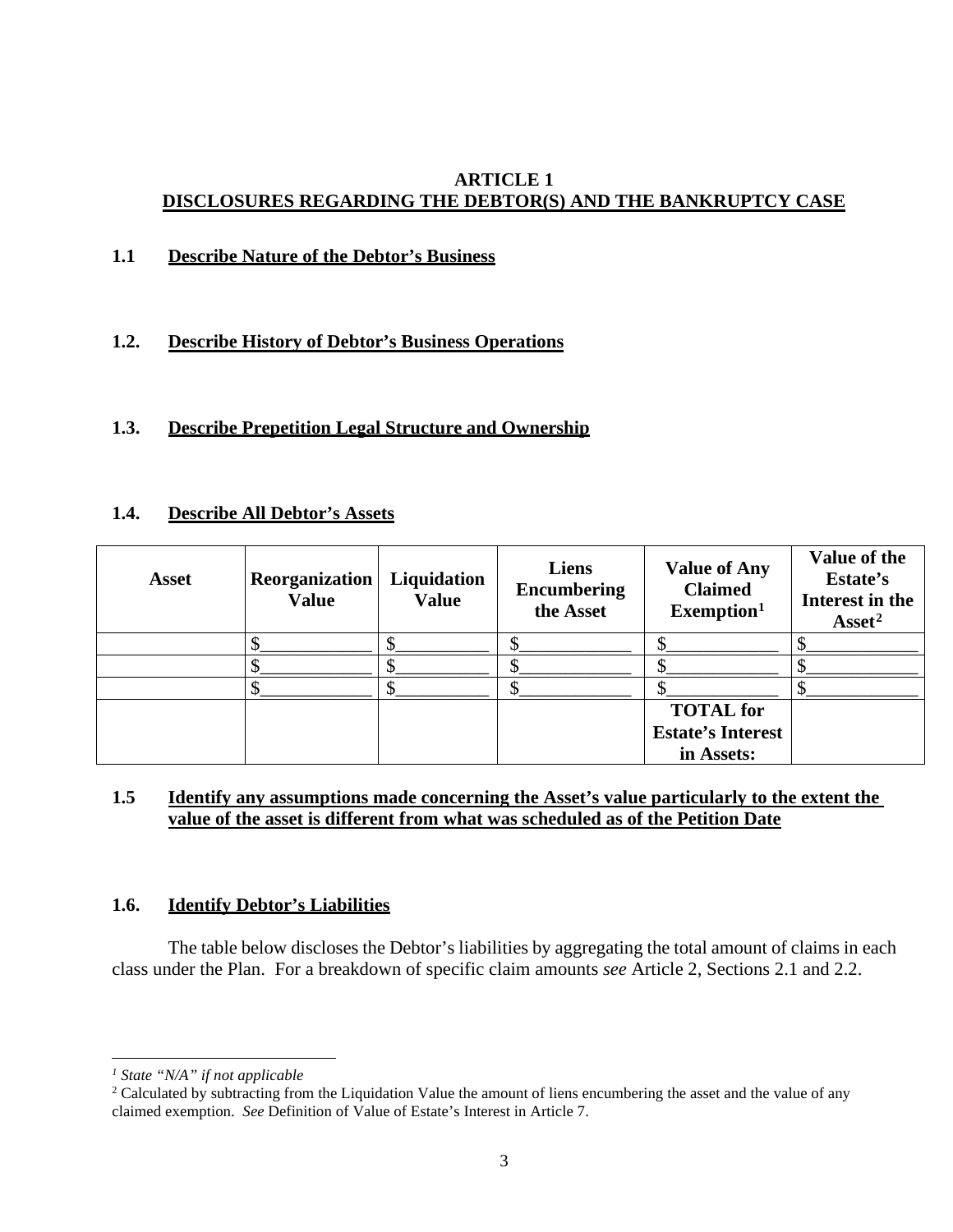# ARTICLE 1
## DISCLOSURES REGARDING THE DEBTOR(S) AND THE BANKRUPTCY CASE

**1.1 Describe Nature of the Debtor's Business**

**1.2. Describe History of Debtor's Business Operations**

**1.3. Describe Prepetition Legal Structure and Ownership**

**1.4. Describe All Debtor's Assets**

| Asset | Reorganization Value | Liquidation Value | Liens Encumbering the Asset | Value of Any Claimed Exemption[1] | Value of the Estate's Interest in the Asset[2] |
|---|---|---|---|---|---|
| | $____________ | $__________ | $____________ | $____________ | $____________ |
| | $____________ | $__________ | $____________ | $____________ | $____________ |
| | $____________ | $__________ | $____________ | $____________ | $____________ |
| | | | | **TOTAL for Estate's Interest in Assets:** | |

**1.5 Identify any assumptions made concerning the Asset's value particularly to the extent the value of the asset is different from what was scheduled as of the Petition Date**

**1.6. Identify Debtor's Liabilities**

The table below discloses the Debtor's liabilities by aggregating the total amount of claims in each class under the Plan. For a breakdown of specific claim amounts *see* Article 2, Sections 2.1 and 2.2.

---

[1] *State "N/A" if not applicable*

[2] Calculated by subtracting from the Liquidation Value the amount of liens encumbering the asset and the value of any claimed exemption. *See* Definition of Value of Estate's Interest in Article 7.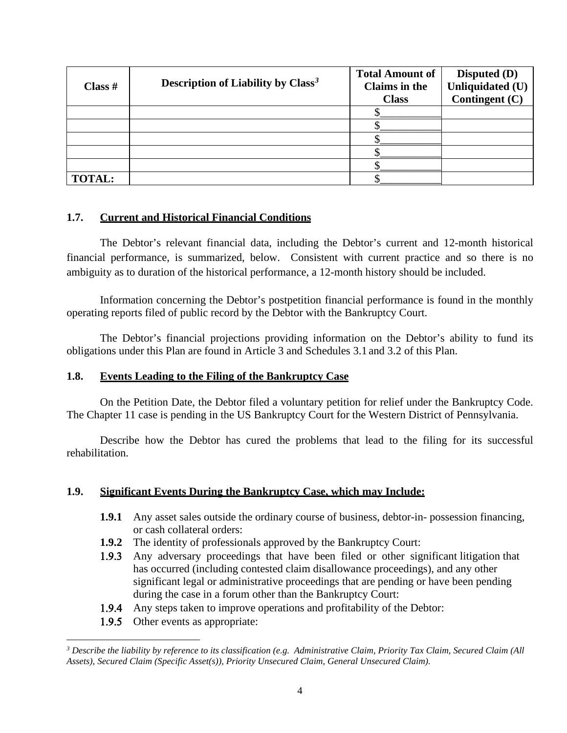| Class # | Description of Liability by Class[3] | Total Amount of Claims in the Class | Disputed (D) Unliquidated (U) Contingent (C) |
|---|---|---|---|
| | | $__________ | |
| | | $__________ | |
| | | $__________ | |
| | | $__________ | |
| | | $__________ | |
| **TOTAL:** | | $__________ | |

### 1.7. Current and Historical Financial Conditions

The Debtor's relevant financial data, including the Debtor's current and 12-month historical financial performance, is summarized, below. Consistent with current practice and so there is no ambiguity as to duration of the historical performance, a 12-month history should be included.

Information concerning the Debtor's postpetition financial performance is found in the monthly operating reports filed of public record by the Debtor with the Bankruptcy Court.

The Debtor's financial projections providing information on the Debtor's ability to fund its obligations under this Plan are found in Article 3 and Schedules 3.1 and 3.2 of this Plan.

### 1.8. Events Leading to the Filing of the Bankruptcy Case

On the Petition Date, the Debtor filed a voluntary petition for relief under the Bankruptcy Code. The Chapter 11 case is pending in the US Bankruptcy Court for the Western District of Pennsylvania.

Describe how the Debtor has cured the problems that lead to the filing for its successful rehabilitation.

### 1.9. Significant Events During the Bankruptcy Case, which may Include:

- **1.9.1** Any asset sales outside the ordinary course of business, debtor-in- possession financing, or cash collateral orders:
- **1.9.2** The identity of professionals approved by the Bankruptcy Court:
- **1.9.3** Any adversary proceedings that have been filed or other significant litigation that has occurred (including contested claim disallowance proceedings), and any other significant legal or administrative proceedings that are pending or have been pending during the case in a forum other than the Bankruptcy Court:
- **1.9.4** Any steps taken to improve operations and profitability of the Debtor:
- **1.9.5** Other events as appropriate:

[3] *Describe the liability by reference to its classification (e.g. Administrative Claim, Priority Tax Claim, Secured Claim (All Assets), Secured Claim (Specific Asset(s)), Priority Unsecured Claim, General Unsecured Claim).*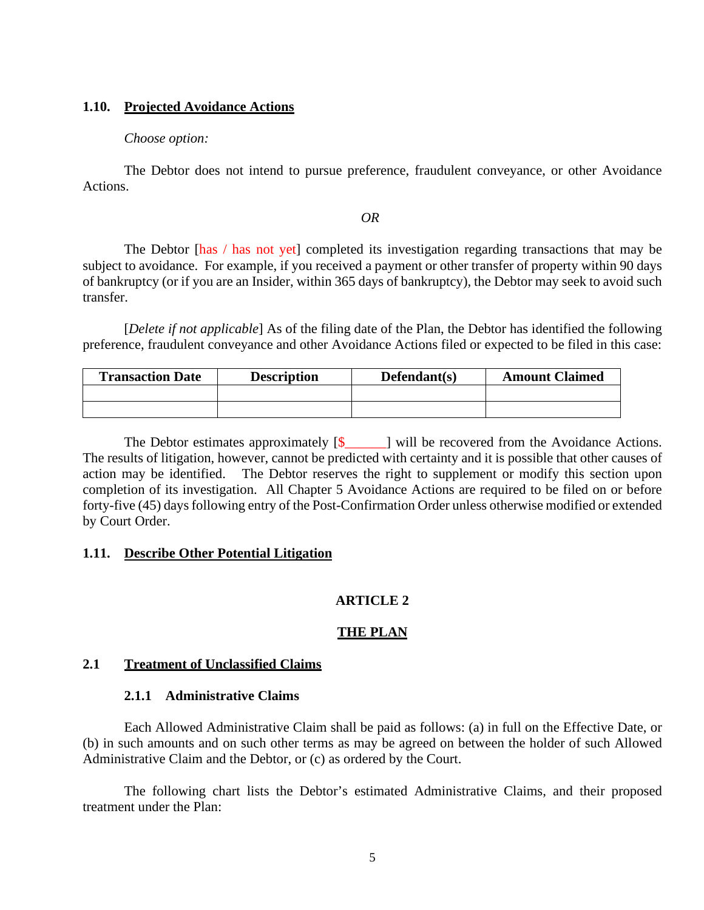### 1.10. **Projected Avoidance Actions**

*Choose option:*

The Debtor does not intend to pursue preference, fraudulent conveyance, or other Avoidance Actions.

*OR*

The Debtor [has / has not yet] completed its investigation regarding transactions that may be subject to avoidance. For example, if you received a payment or other transfer of property within 90 days of bankruptcy (or if you are an Insider, within 365 days of bankruptcy), the Debtor may seek to avoid such transfer.

[*Delete if not applicable*] As of the filing date of the Plan, the Debtor has identified the following preference, fraudulent conveyance and other Avoidance Actions filed or expected to be filed in this case:

| Transaction Date | Description | Defendant(s) | Amount Claimed |
|---|---|---|---|
| | | | |
| | | | |

The Debtor estimates approximately [$______] will be recovered from the Avoidance Actions. The results of litigation, however, cannot be predicted with certainty and it is possible that other causes of action may be identified. The Debtor reserves the right to supplement or modify this section upon completion of its investigation. All Chapter 5 Avoidance Actions are required to be filed on or before forty-five (45) days following entry of the Post-Confirmation Order unless otherwise modified or extended by Court Order.

### 1.11. **Describe Other Potential Litigation**

# ARTICLE 2

# THE PLAN

### 2.1 **Treatment of Unclassified Claims**

#### 2.1.1 Administrative Claims

Each Allowed Administrative Claim shall be paid as follows: (a) in full on the Effective Date, or (b) in such amounts and on such other terms as may be agreed on between the holder of such Allowed Administrative Claim and the Debtor, or (c) as ordered by the Court.

The following chart lists the Debtor's estimated Administrative Claims, and their proposed treatment under the Plan: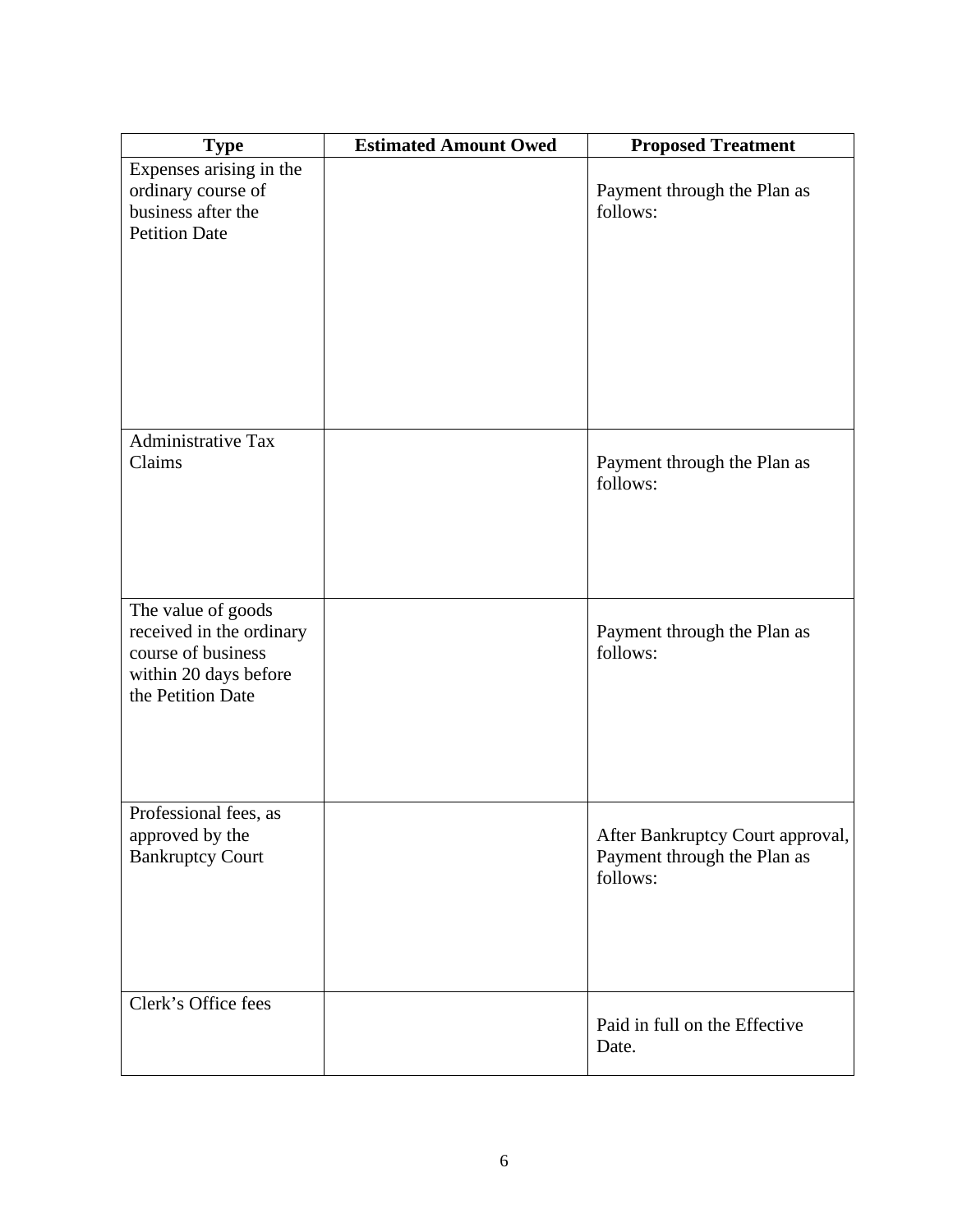| Type | Estimated Amount Owed | Proposed Treatment |
|---|---|---|
| Expenses arising in the ordinary course of business after the Petition Date | | Payment through the Plan as follows: |
| Administrative Tax Claims | | Payment through the Plan as follows: |
| The value of goods received in the ordinary course of business within 20 days before the Petition Date | | Payment through the Plan as follows: |
| Professional fees, as approved by the Bankruptcy Court | | After Bankruptcy Court approval, Payment through the Plan as follows: |
| Clerk's Office fees | | Paid in full on the Effective Date. |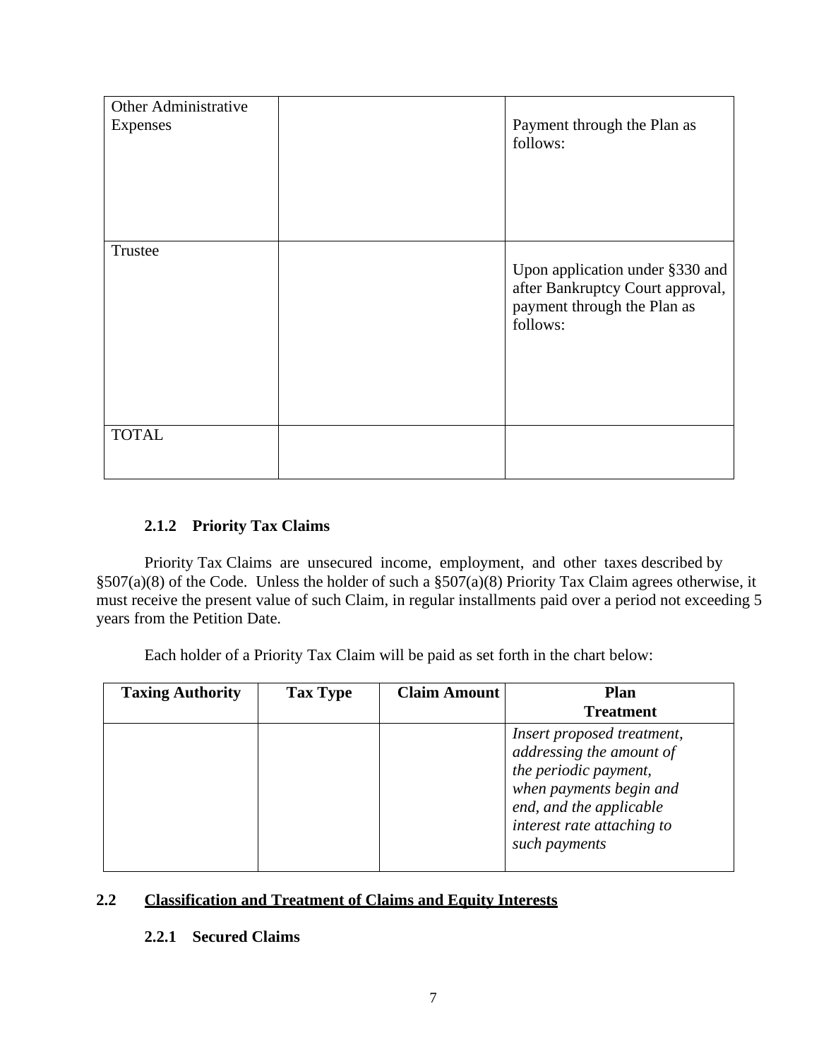| Other Administrative Expenses | | Payment through the Plan as follows: |
|---|---|---|
| Trustee | | Upon application under §330 and after Bankruptcy Court approval, payment through the Plan as follows: |
| TOTAL | | |

### 2.1.2 Priority Tax Claims

Priority Tax Claims are unsecured income, employment, and other taxes described by §507(a)(8) of the Code. Unless the holder of such a §507(a)(8) Priority Tax Claim agrees otherwise, it must receive the present value of such Claim, in regular installments paid over a period not exceeding 5 years from the Petition Date.

Each holder of a Priority Tax Claim will be paid as set forth in the chart below:

| Taxing Authority | Tax Type | Claim Amount | Plan Treatment |
|---|---|---|---|
| | | | *Insert proposed treatment, addressing the amount of the periodic payment, when payments begin and end, and the applicable interest rate attaching to such payments* |

## 2.2 Classification and Treatment of Claims and Equity Interests

### 2.2.1 Secured Claims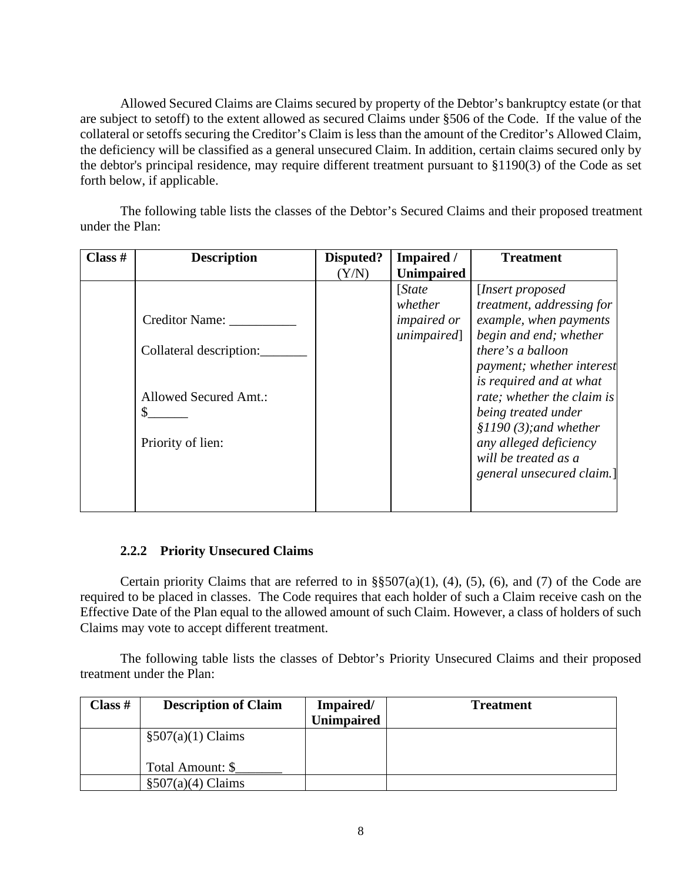Allowed Secured Claims are Claims secured by property of the Debtor's bankruptcy estate (or that are subject to setoff) to the extent allowed as secured Claims under §506 of the Code. If the value of the collateral or setoffs securing the Creditor's Claim is less than the amount of the Creditor's Allowed Claim, the deficiency will be classified as a general unsecured Claim. In addition, certain claims secured only by the debtor's principal residence, may require different treatment pursuant to §1190(3) of the Code as set forth below, if applicable.

The following table lists the classes of the Debtor's Secured Claims and their proposed treatment under the Plan:

| Class # | Description | Disputed? (Y/N) | Impaired / Unimpaired | Treatment |
|---|---|---|---|---|
| | Creditor Name: __________<br><br>Collateral description:_______<br><br>Allowed Secured Amt.: $______<br><br>Priority of lien: | | [*State whether impaired or unimpaired*] | [*Insert proposed treatment, addressing for example, when payments begin and end; whether there's a balloon payment; whether interest is required and at what rate; whether the claim is being treated under §1190 (3);and whether any alleged deficiency will be treated as a general unsecured claim.*] |

### 2.2.2 Priority Unsecured Claims

Certain priority Claims that are referred to in §§507(a)(1), (4), (5), (6), and (7) of the Code are required to be placed in classes. The Code requires that each holder of such a Claim receive cash on the Effective Date of the Plan equal to the allowed amount of such Claim. However, a class of holders of such Claims may vote to accept different treatment.

The following table lists the classes of Debtor's Priority Unsecured Claims and their proposed treatment under the Plan:

| Class # | Description of Claim | Impaired/ Unimpaired | Treatment |
|---|---|---|---|
| | §507(a)(1) Claims<br><br>Total Amount: $_______ | | |
| | §507(a)(4) Claims | | |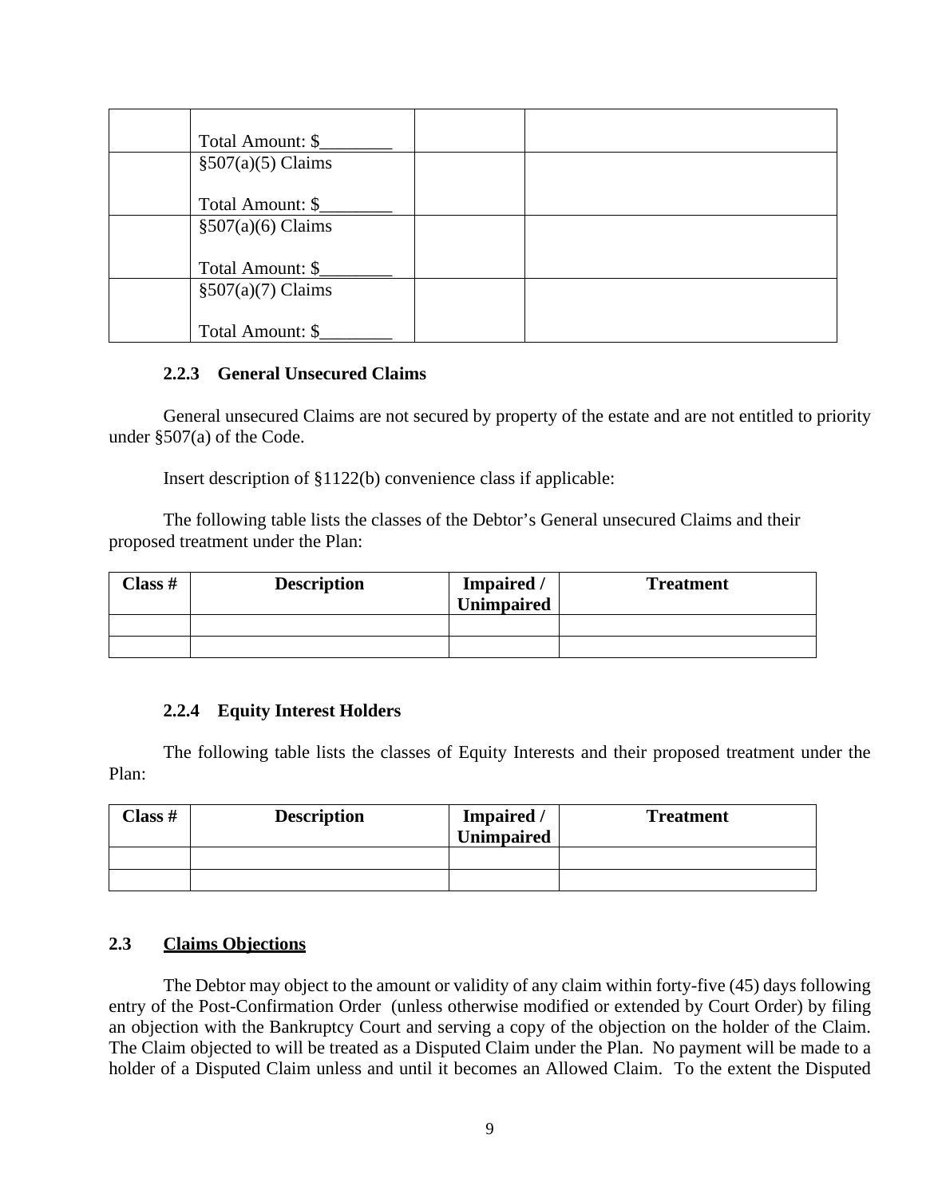| | | | |
|---|---|---|---|
| | Total Amount: $________ | | |
| | §507(a)(5) Claims<br><br>Total Amount: $________ | | |
| | §507(a)(6) Claims<br><br>Total Amount: $________ | | |
| | §507(a)(7) Claims<br><br>Total Amount: $________ | | |

### 2.2.3 General Unsecured Claims

General unsecured Claims are not secured by property of the estate and are not entitled to priority under §507(a) of the Code.

Insert description of §1122(b) convenience class if applicable:

The following table lists the classes of the Debtor's General unsecured Claims and their proposed treatment under the Plan:

| Class # | Description | Impaired / Unimpaired | Treatment |
|---|---|---|---|
| | | | |
| | | | |

### 2.2.4 Equity Interest Holders

The following table lists the classes of Equity Interests and their proposed treatment under the Plan:

| Class # | Description | Impaired / Unimpaired | Treatment |
|---|---|---|---|
| | | | |
| | | | |

## 2.3 <u>Claims Objections</u>

The Debtor may object to the amount or validity of any claim within forty-five (45) days following entry of the Post-Confirmation Order (unless otherwise modified or extended by Court Order) by filing an objection with the Bankruptcy Court and serving a copy of the objection on the holder of the Claim. The Claim objected to will be treated as a Disputed Claim under the Plan. No payment will be made to a holder of a Disputed Claim unless and until it becomes an Allowed Claim. To the extent the Disputed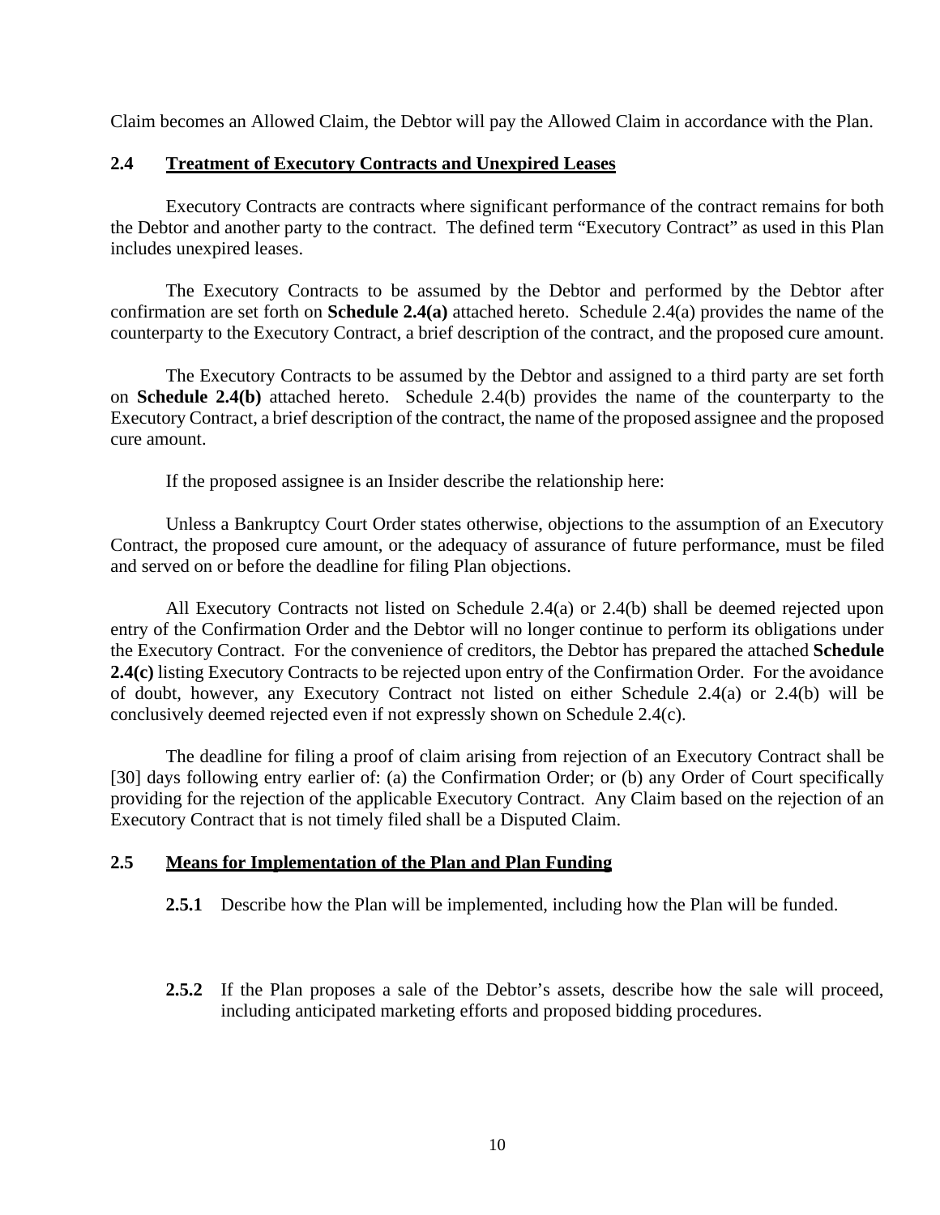Claim becomes an Allowed Claim, the Debtor will pay the Allowed Claim in accordance with the Plan.

## 2.4 Treatment of Executory Contracts and Unexpired Leases

Executory Contracts are contracts where significant performance of the contract remains for both the Debtor and another party to the contract. The defined term "Executory Contract" as used in this Plan includes unexpired leases.

The Executory Contracts to be assumed by the Debtor and performed by the Debtor after confirmation are set forth on **Schedule 2.4(a)** attached hereto. Schedule 2.4(a) provides the name of the counterparty to the Executory Contract, a brief description of the contract, and the proposed cure amount.

The Executory Contracts to be assumed by the Debtor and assigned to a third party are set forth on **Schedule 2.4(b)** attached hereto. Schedule 2.4(b) provides the name of the counterparty to the Executory Contract, a brief description of the contract, the name of the proposed assignee and the proposed cure amount.

If the proposed assignee is an Insider describe the relationship here:

Unless a Bankruptcy Court Order states otherwise, objections to the assumption of an Executory Contract, the proposed cure amount, or the adequacy of assurance of future performance, must be filed and served on or before the deadline for filing Plan objections.

All Executory Contracts not listed on Schedule 2.4(a) or 2.4(b) shall be deemed rejected upon entry of the Confirmation Order and the Debtor will no longer continue to perform its obligations under the Executory Contract. For the convenience of creditors, the Debtor has prepared the attached **Schedule 2.4(c)** listing Executory Contracts to be rejected upon entry of the Confirmation Order. For the avoidance of doubt, however, any Executory Contract not listed on either Schedule 2.4(a) or 2.4(b) will be conclusively deemed rejected even if not expressly shown on Schedule 2.4(c).

The deadline for filing a proof of claim arising from rejection of an Executory Contract shall be [30] days following entry earlier of: (a) the Confirmation Order; or (b) any Order of Court specifically providing for the rejection of the applicable Executory Contract. Any Claim based on the rejection of an Executory Contract that is not timely filed shall be a Disputed Claim.

## 2.5 Means for Implementation of the Plan and Plan Funding

**2.5.1** Describe how the Plan will be implemented, including how the Plan will be funded.

**2.5.2** If the Plan proposes a sale of the Debtor's assets, describe how the sale will proceed, including anticipated marketing efforts and proposed bidding procedures.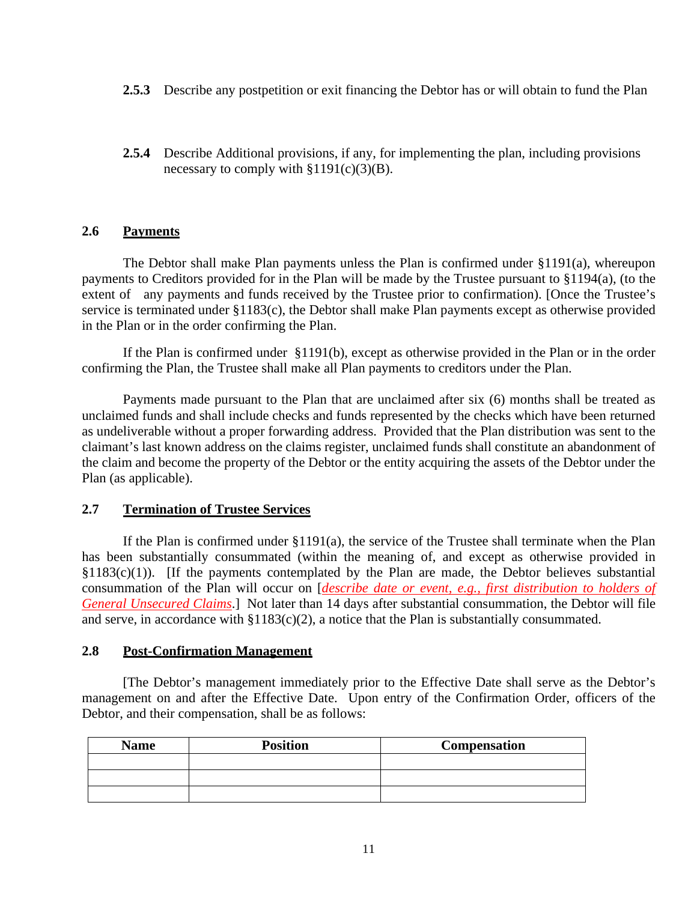**2.5.3** Describe any postpetition or exit financing the Debtor has or will obtain to fund the Plan

**2.5.4** Describe Additional provisions, if any, for implementing the plan, including provisions necessary to comply with §1191(c)(3)(B).

## 2.6 Payments

The Debtor shall make Plan payments unless the Plan is confirmed under §1191(a), whereupon payments to Creditors provided for in the Plan will be made by the Trustee pursuant to §1194(a), (to the extent of any payments and funds received by the Trustee prior to confirmation). [Once the Trustee's service is terminated under §1183(c), the Debtor shall make Plan payments except as otherwise provided in the Plan or in the order confirming the Plan.

If the Plan is confirmed under §1191(b), except as otherwise provided in the Plan or in the order confirming the Plan, the Trustee shall make all Plan payments to creditors under the Plan.

Payments made pursuant to the Plan that are unclaimed after six (6) months shall be treated as unclaimed funds and shall include checks and funds represented by the checks which have been returned as undeliverable without a proper forwarding address. Provided that the Plan distribution was sent to the claimant's last known address on the claims register, unclaimed funds shall constitute an abandonment of the claim and become the property of the Debtor or the entity acquiring the assets of the Debtor under the Plan (as applicable).

## 2.7 Termination of Trustee Services

If the Plan is confirmed under §1191(a), the service of the Trustee shall terminate when the Plan has been substantially consummated (within the meaning of, and except as otherwise provided in §1183(c)(1)). [If the payments contemplated by the Plan are made, the Debtor believes substantial consummation of the Plan will occur on [*describe date or event, e.g., first distribution to holders of General Unsecured Claims*.] Not later than 14 days after substantial consummation, the Debtor will file and serve, in accordance with §1183(c)(2), a notice that the Plan is substantially consummated.

## 2.8 Post-Confirmation Management

[The Debtor's management immediately prior to the Effective Date shall serve as the Debtor's management on and after the Effective Date. Upon entry of the Confirmation Order, officers of the Debtor, and their compensation, shall be as follows:

| Name | Position | Compensation |
|---|---|---|
| | | |
| | | |
| | | |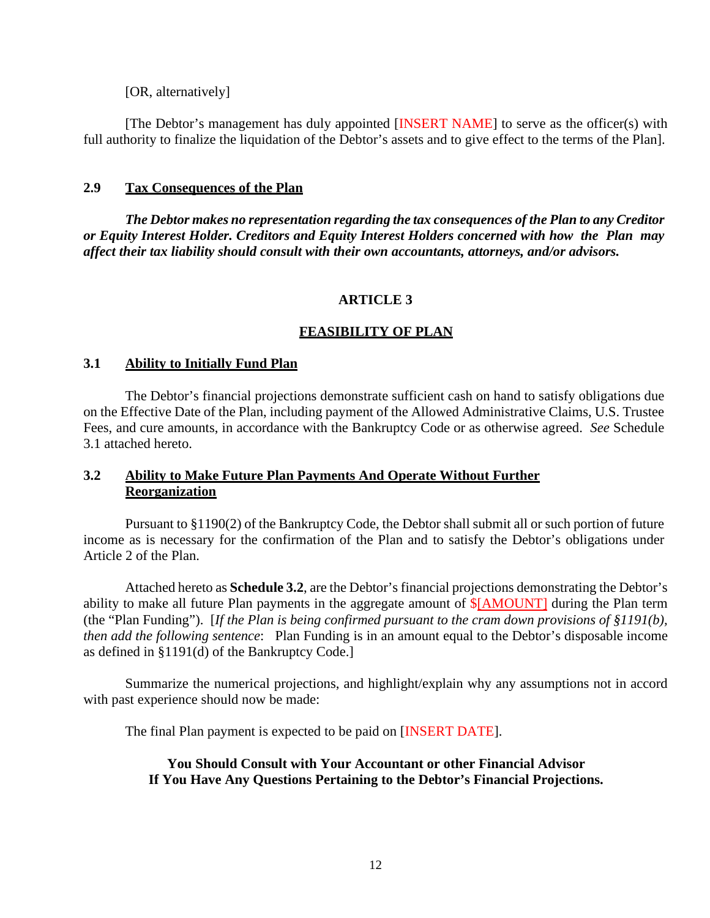[OR, alternatively]

[The Debtor's management has duly appointed [INSERT NAME] to serve as the officer(s) with full authority to finalize the liquidation of the Debtor's assets and to give effect to the terms of the Plan].

### 2.9 Tax Consequences of the Plan

***The Debtor makes no representation regarding the tax consequences of the Plan to any Creditor or Equity Interest Holder. Creditors and Equity Interest Holders concerned with how the Plan may affect their tax liability should consult with their own accountants, attorneys, and/or advisors.***

## ARTICLE 3

## FEASIBILITY OF PLAN

### 3.1 Ability to Initially Fund Plan

The Debtor's financial projections demonstrate sufficient cash on hand to satisfy obligations due on the Effective Date of the Plan, including payment of the Allowed Administrative Claims, U.S. Trustee Fees, and cure amounts, in accordance with the Bankruptcy Code or as otherwise agreed. *See* Schedule 3.1 attached hereto.

### 3.2 Ability to Make Future Plan Payments And Operate Without Further Reorganization

Pursuant to §1190(2) of the Bankruptcy Code, the Debtor shall submit all or such portion of future income as is necessary for the confirmation of the Plan and to satisfy the Debtor's obligations under Article 2 of the Plan.

Attached hereto as **Schedule 3.2**, are the Debtor's financial projections demonstrating the Debtor's ability to make all future Plan payments in the aggregate amount of $[AMOUNT] during the Plan term (the "Plan Funding"). [*If the Plan is being confirmed pursuant to the cram down provisions of §1191(b), then add the following sentence*: Plan Funding is in an amount equal to the Debtor's disposable income as defined in §1191(d) of the Bankruptcy Code.]

Summarize the numerical projections, and highlight/explain why any assumptions not in accord with past experience should now be made:

The final Plan payment is expected to be paid on [INSERT DATE].

**You Should Consult with Your Accountant or other Financial Advisor If You Have Any Questions Pertaining to the Debtor's Financial Projections.**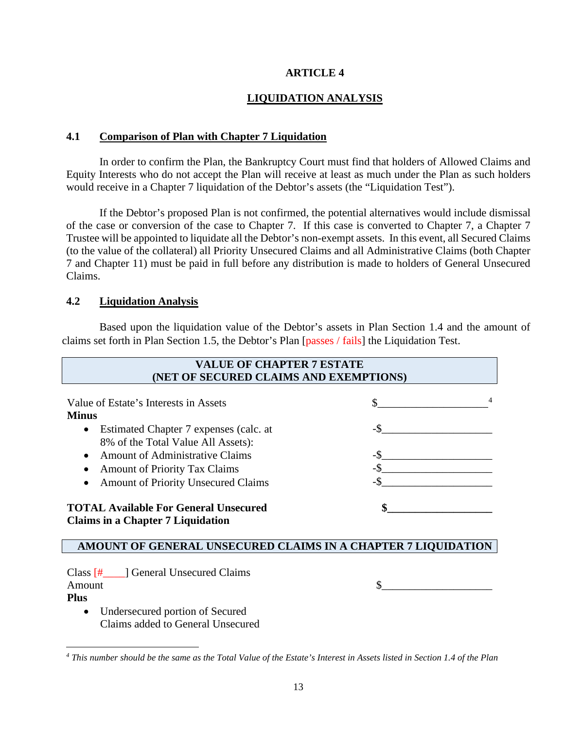## ARTICLE 4

## LIQUIDATION ANALYSIS

### 4.1 Comparison of Plan with Chapter 7 Liquidation

In order to confirm the Plan, the Bankruptcy Court must find that holders of Allowed Claims and Equity Interests who do not accept the Plan will receive at least as much under the Plan as such holders would receive in a Chapter 7 liquidation of the Debtor's assets (the "Liquidation Test").

If the Debtor's proposed Plan is not confirmed, the potential alternatives would include dismissal of the case or conversion of the case to Chapter 7. If this case is converted to Chapter 7, a Chapter 7 Trustee will be appointed to liquidate all the Debtor's non-exempt assets. In this event, all Secured Claims (to the value of the collateral) all Priority Unsecured Claims and all Administrative Claims (both Chapter 7 and Chapter 11) must be paid in full before any distribution is made to holders of General Unsecured Claims.

### 4.2 Liquidation Analysis

Based upon the liquidation value of the Debtor's assets in Plan Section 1.4 and the amount of claims set forth in Plan Section 1.5, the Debtor's Plan [passes / fails] the Liquidation Test.

| VALUE OF CHAPTER 7 ESTATE (NET OF SECURED CLAIMS AND EXEMPTIONS) | |
|---|---|
| Value of Estate's Interests in Assets | $____________________[4] |
| **Minus** | |
| • Estimated Chapter 7 expenses (calc. at 8% of the Total Value All Assets): | -$____________________ |
| • Amount of Administrative Claims | -$____________________ |
| • Amount of Priority Tax Claims | -$____________________ |
| • Amount of Priority Unsecured Claims | -$____________________ |
| **TOTAL Available For General Unsecured Claims in a Chapter 7 Liquidation** | **$____________________** |

| AMOUNT OF GENERAL UNSECURED CLAIMS IN A CHAPTER 7 LIQUIDATION | |
|---|---|
| Class [#____] General Unsecured Claims Amount | $____________________ |
| **Plus** | |
| • Undersecured portion of Secured Claims added to General Unsecured | |

[4] *This number should be the same as the Total Value of the Estate's Interest in Assets listed in Section 1.4 of the Plan*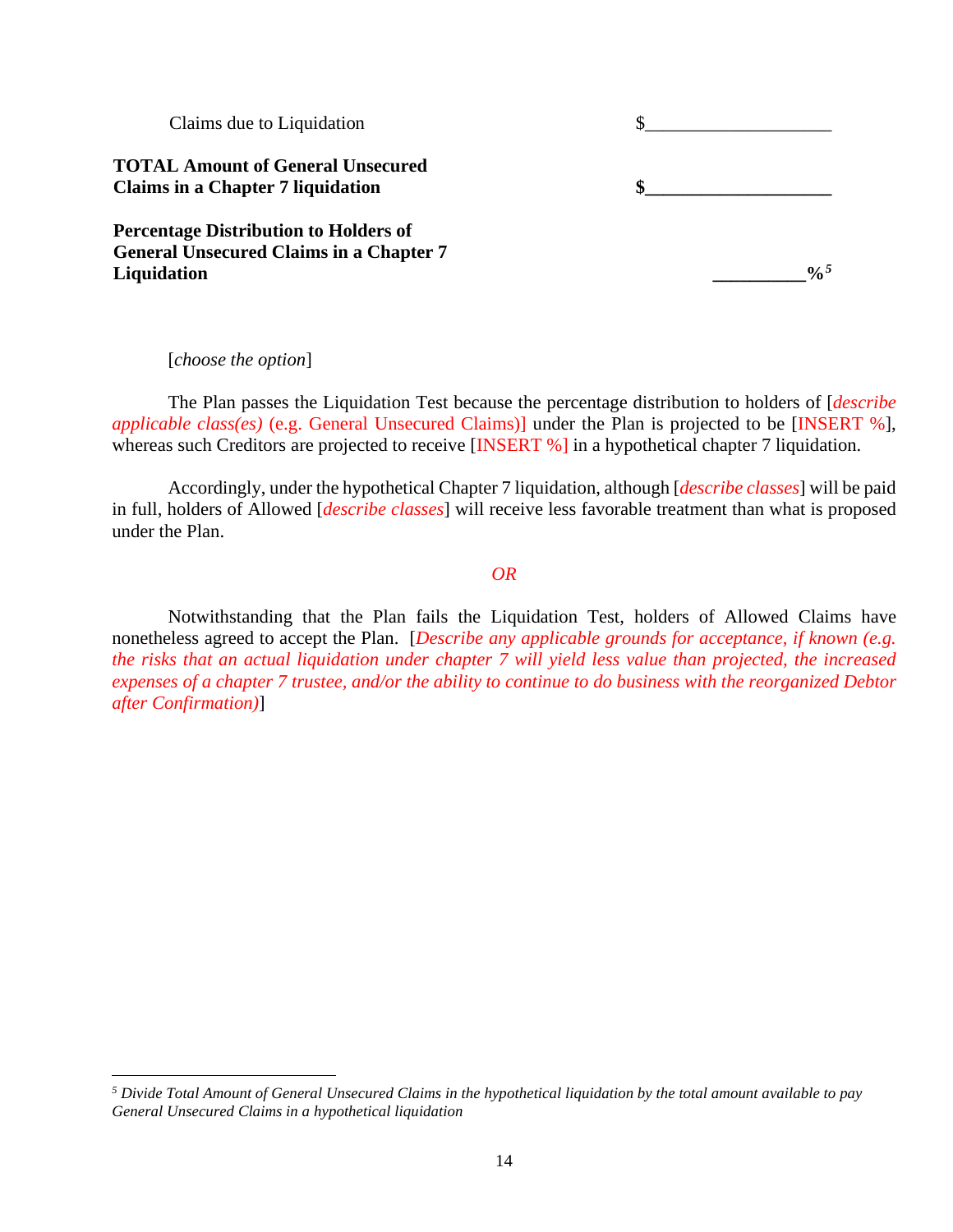| | |
|---|---|
| Claims due to Liquidation | $____________________ |
| **TOTAL Amount of General Unsecured Claims in a Chapter 7 liquidation** | **$____________________** |
| **Percentage Distribution to Holders of General Unsecured Claims in a Chapter 7 Liquidation** | **__________%**[5] |

[*choose the option*]

The Plan passes the Liquidation Test because the percentage distribution to holders of [*describe applicable class(es)* (e.g. General Unsecured Claims)] under the Plan is projected to be [INSERT %], whereas such Creditors are projected to receive [INSERT %] in a hypothetical chapter 7 liquidation.

Accordingly, under the hypothetical Chapter 7 liquidation, although [*describe classes*] will be paid in full, holders of Allowed [*describe classes*] will receive less favorable treatment than what is proposed under the Plan.

*OR*

Notwithstanding that the Plan fails the Liquidation Test, holders of Allowed Claims have nonetheless agreed to accept the Plan. [*Describe any applicable grounds for acceptance, if known (e.g. the risks that an actual liquidation under chapter 7 will yield less value than projected, the increased expenses of a chapter 7 trustee, and/or the ability to continue to do business with the reorganized Debtor after Confirmation)*]

---

[5] *Divide Total Amount of General Unsecured Claims in the hypothetical liquidation by the total amount available to pay General Unsecured Claims in a hypothetical liquidation*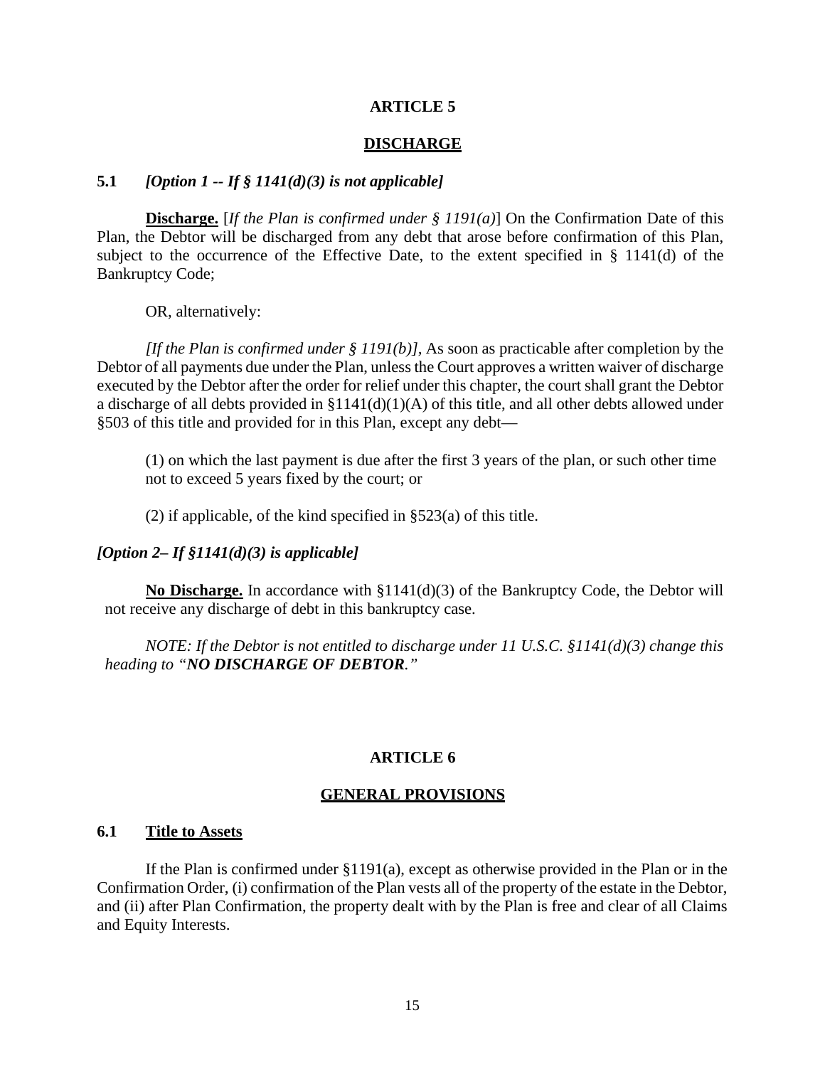## ARTICLE 5

## DISCHARGE

**5.1** ***[Option 1 -- If § 1141(d)(3) is not applicable]***

**Discharge.** [*If the Plan is confirmed under § 1191(a)*] On the Confirmation Date of this Plan, the Debtor will be discharged from any debt that arose before confirmation of this Plan, subject to the occurrence of the Effective Date, to the extent specified in § 1141(d) of the Bankruptcy Code;

OR, alternatively:

*[If the Plan is confirmed under § 1191(b)],* As soon as practicable after completion by the Debtor of all payments due under the Plan, unless the Court approves a written waiver of discharge executed by the Debtor after the order for relief under this chapter, the court shall grant the Debtor a discharge of all debts provided in §1141(d)(1)(A) of this title, and all other debts allowed under §503 of this title and provided for in this Plan, except any debt—

(1) on which the last payment is due after the first 3 years of the plan, or such other time not to exceed 5 years fixed by the court; or

(2) if applicable, of the kind specified in §523(a) of this title.

***[Option 2– If §1141(d)(3) is applicable]***

**No Discharge.** In accordance with §1141(d)(3) of the Bankruptcy Code, the Debtor will not receive any discharge of debt in this bankruptcy case.

*NOTE: If the Debtor is not entitled to discharge under 11 U.S.C. §1141(d)(3) change this heading to "**NO DISCHARGE OF DEBTOR**."*

## ARTICLE 6

## GENERAL PROVISIONS

### 6.1 Title to Assets

If the Plan is confirmed under §1191(a), except as otherwise provided in the Plan or in the Confirmation Order, (i) confirmation of the Plan vests all of the property of the estate in the Debtor, and (ii) after Plan Confirmation, the property dealt with by the Plan is free and clear of all Claims and Equity Interests.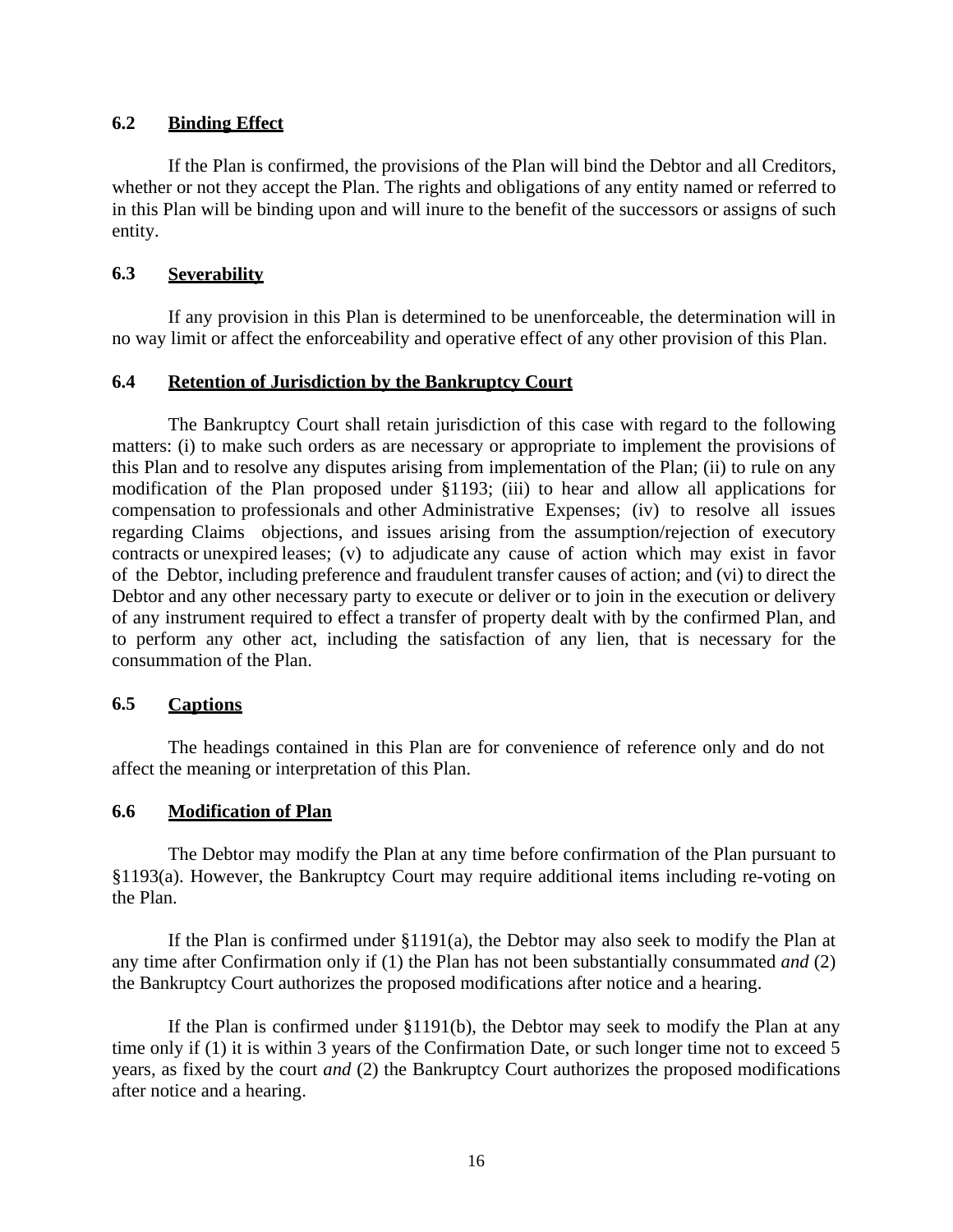### 6.2 <u>**Binding Effect**</u>

If the Plan is confirmed, the provisions of the Plan will bind the Debtor and all Creditors, whether or not they accept the Plan. The rights and obligations of any entity named or referred to in this Plan will be binding upon and will inure to the benefit of the successors or assigns of such entity.

### 6.3 <u>**Severability**</u>

If any provision in this Plan is determined to be unenforceable, the determination will in no way limit or affect the enforceability and operative effect of any other provision of this Plan.

### 6.4 <u>**Retention of Jurisdiction by the Bankruptcy Court**</u>

The Bankruptcy Court shall retain jurisdiction of this case with regard to the following matters: (i) to make such orders as are necessary or appropriate to implement the provisions of this Plan and to resolve any disputes arising from implementation of the Plan; (ii) to rule on any modification of the Plan proposed under §1193; (iii) to hear and allow all applications for compensation to professionals and other Administrative Expenses; (iv) to resolve all issues regarding Claims objections, and issues arising from the assumption/rejection of executory contracts or unexpired leases; (v) to adjudicate any cause of action which may exist in favor of the Debtor, including preference and fraudulent transfer causes of action; and (vi) to direct the Debtor and any other necessary party to execute or deliver or to join in the execution or delivery of any instrument required to effect a transfer of property dealt with by the confirmed Plan, and to perform any other act, including the satisfaction of any lien, that is necessary for the consummation of the Plan.

### 6.5 <u>**Captions**</u>

The headings contained in this Plan are for convenience of reference only and do not affect the meaning or interpretation of this Plan.

### 6.6 <u>**Modification of Plan**</u>

The Debtor may modify the Plan at any time before confirmation of the Plan pursuant to §1193(a). However, the Bankruptcy Court may require additional items including re-voting on the Plan.

If the Plan is confirmed under §1191(a), the Debtor may also seek to modify the Plan at any time after Confirmation only if (1) the Plan has not been substantially consummated *and* (2) the Bankruptcy Court authorizes the proposed modifications after notice and a hearing.

If the Plan is confirmed under §1191(b), the Debtor may seek to modify the Plan at any time only if (1) it is within 3 years of the Confirmation Date, or such longer time not to exceed 5 years, as fixed by the court *and* (2) the Bankruptcy Court authorizes the proposed modifications after notice and a hearing.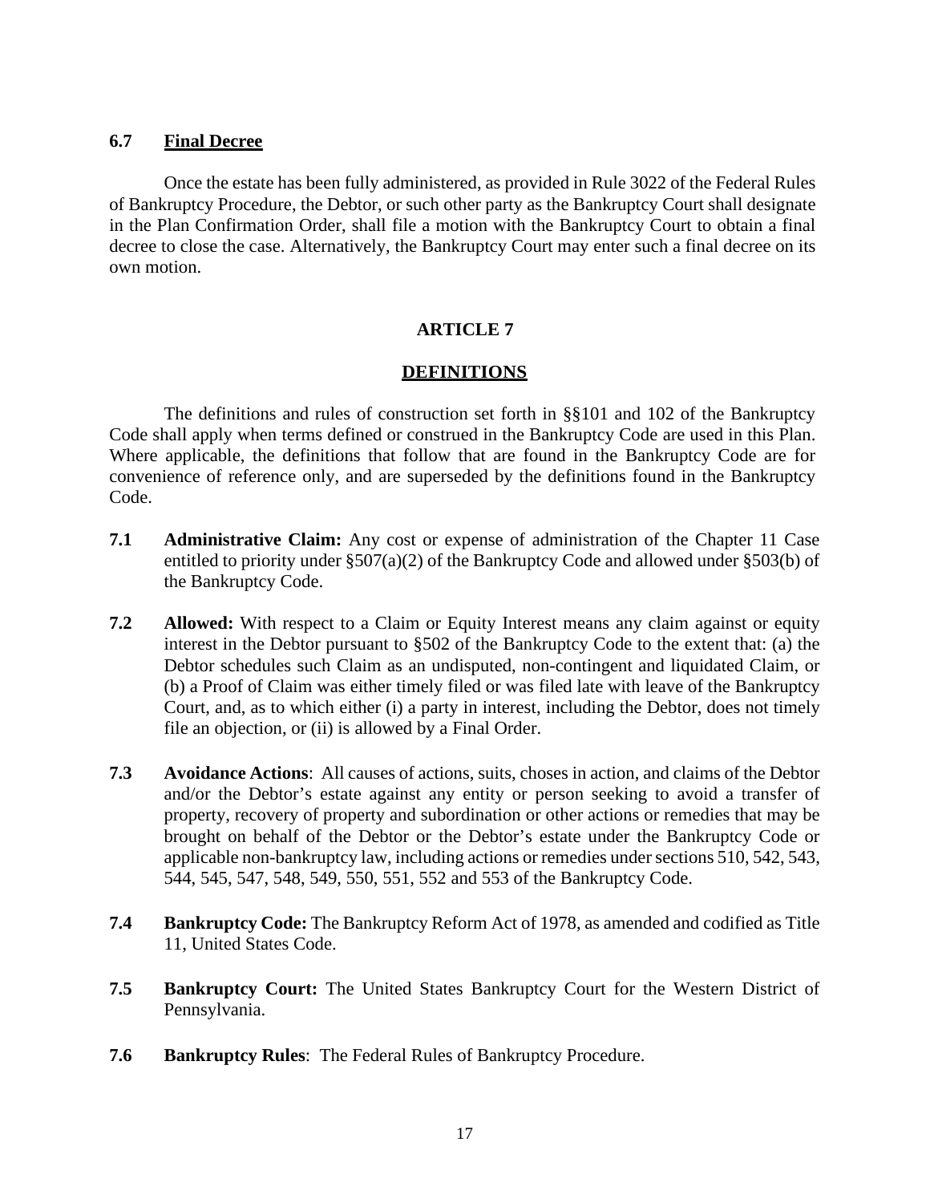### 6.7 <u>Final Decree</u>

Once the estate has been fully administered, as provided in Rule 3022 of the Federal Rules of Bankruptcy Procedure, the Debtor, or such other party as the Bankruptcy Court shall designate in the Plan Confirmation Order, shall file a motion with the Bankruptcy Court to obtain a final decree to close the case. Alternatively, the Bankruptcy Court may enter such a final decree on its own motion.

## ARTICLE 7

## <u>DEFINITIONS</u>

The definitions and rules of construction set forth in §§101 and 102 of the Bankruptcy Code shall apply when terms defined or construed in the Bankruptcy Code are used in this Plan. Where applicable, the definitions that follow that are found in the Bankruptcy Code are for convenience of reference only, and are superseded by the definitions found in the Bankruptcy Code.

**7.1 Administrative Claim:** Any cost or expense of administration of the Chapter 11 Case entitled to priority under §507(a)(2) of the Bankruptcy Code and allowed under §503(b) of the Bankruptcy Code.

**7.2 Allowed:** With respect to a Claim or Equity Interest means any claim against or equity interest in the Debtor pursuant to §502 of the Bankruptcy Code to the extent that: (a) the Debtor schedules such Claim as an undisputed, non-contingent and liquidated Claim, or (b) a Proof of Claim was either timely filed or was filed late with leave of the Bankruptcy Court, and, as to which either (i) a party in interest, including the Debtor, does not timely file an objection, or (ii) is allowed by a Final Order.

**7.3 Avoidance Actions**: All causes of actions, suits, choses in action, and claims of the Debtor and/or the Debtor's estate against any entity or person seeking to avoid a transfer of property, recovery of property and subordination or other actions or remedies that may be brought on behalf of the Debtor or the Debtor's estate under the Bankruptcy Code or applicable non-bankruptcy law, including actions or remedies under sections 510, 542, 543, 544, 545, 547, 548, 549, 550, 551, 552 and 553 of the Bankruptcy Code.

**7.4 Bankruptcy Code:** The Bankruptcy Reform Act of 1978, as amended and codified as Title 11, United States Code.

**7.5 Bankruptcy Court:** The United States Bankruptcy Court for the Western District of Pennsylvania.

**7.6 Bankruptcy Rules**: The Federal Rules of Bankruptcy Procedure.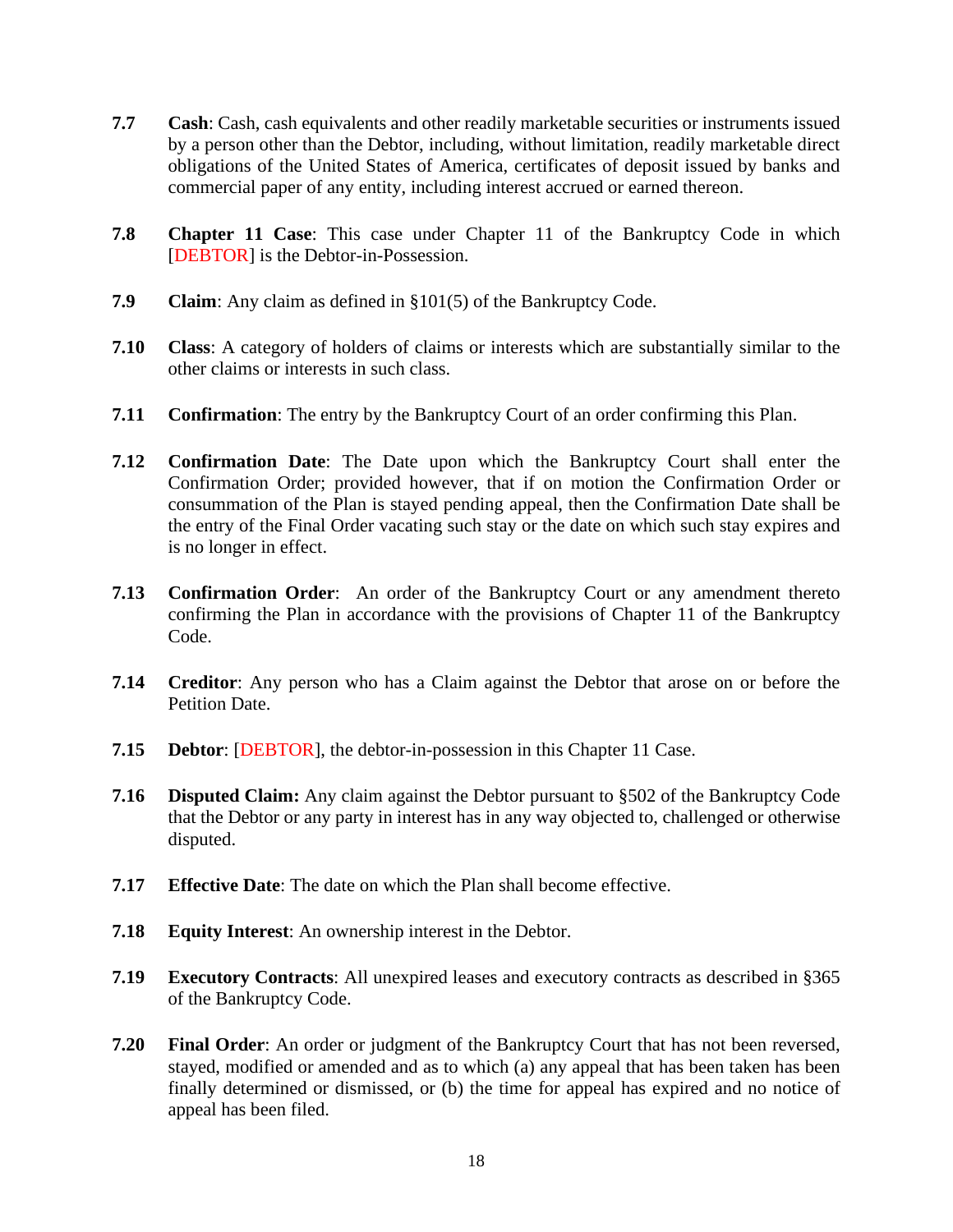**7.7** **Cash**: Cash, cash equivalents and other readily marketable securities or instruments issued by a person other than the Debtor, including, without limitation, readily marketable direct obligations of the United States of America, certificates of deposit issued by banks and commercial paper of any entity, including interest accrued or earned thereon.

**7.8** **Chapter 11 Case**: This case under Chapter 11 of the Bankruptcy Code in which [DEBTOR] is the Debtor-in-Possession.

**7.9** **Claim**: Any claim as defined in §101(5) of the Bankruptcy Code.

**7.10** **Class**: A category of holders of claims or interests which are substantially similar to the other claims or interests in such class.

**7.11** **Confirmation**: The entry by the Bankruptcy Court of an order confirming this Plan.

**7.12** **Confirmation Date**: The Date upon which the Bankruptcy Court shall enter the Confirmation Order; provided however, that if on motion the Confirmation Order or consummation of the Plan is stayed pending appeal, then the Confirmation Date shall be the entry of the Final Order vacating such stay or the date on which such stay expires and is no longer in effect.

**7.13** **Confirmation Order**: An order of the Bankruptcy Court or any amendment thereto confirming the Plan in accordance with the provisions of Chapter 11 of the Bankruptcy Code.

**7.14** **Creditor**: Any person who has a Claim against the Debtor that arose on or before the Petition Date.

**7.15** **Debtor**: [DEBTOR], the debtor-in-possession in this Chapter 11 Case.

**7.16** **Disputed Claim:** Any claim against the Debtor pursuant to §502 of the Bankruptcy Code that the Debtor or any party in interest has in any way objected to, challenged or otherwise disputed.

**7.17** **Effective Date**: The date on which the Plan shall become effective.

**7.18** **Equity Interest**: An ownership interest in the Debtor.

**7.19** **Executory Contracts**: All unexpired leases and executory contracts as described in §365 of the Bankruptcy Code.

**7.20** **Final Order**: An order or judgment of the Bankruptcy Court that has not been reversed, stayed, modified or amended and as to which (a) any appeal that has been taken has been finally determined or dismissed, or (b) the time for appeal has expired and no notice of appeal has been filed.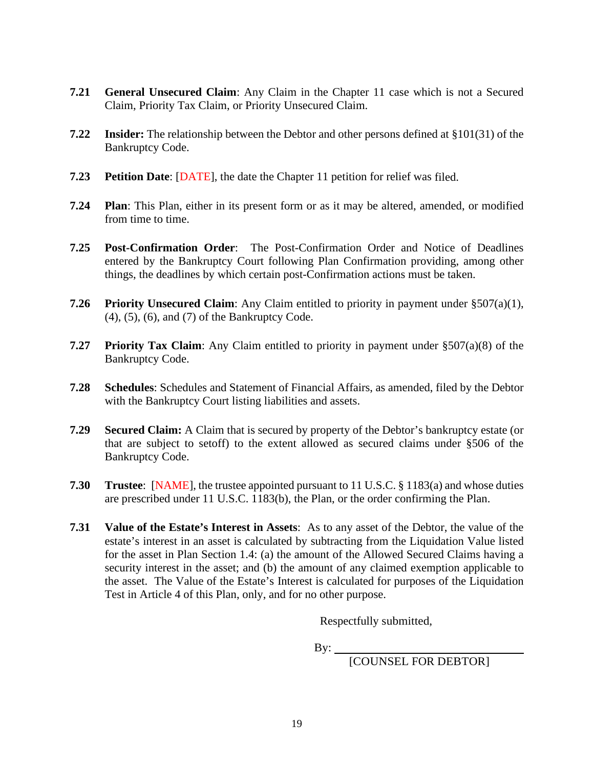**7.21** **General Unsecured Claim**: Any Claim in the Chapter 11 case which is not a Secured Claim, Priority Tax Claim, or Priority Unsecured Claim.

**7.22** **Insider:** The relationship between the Debtor and other persons defined at §101(31) of the Bankruptcy Code.

**7.23** **Petition Date**: [DATE], the date the Chapter 11 petition for relief was filed.

**7.24** **Plan**: This Plan, either in its present form or as it may be altered, amended, or modified from time to time.

**7.25** **Post-Confirmation Order**: The Post-Confirmation Order and Notice of Deadlines entered by the Bankruptcy Court following Plan Confirmation providing, among other things, the deadlines by which certain post-Confirmation actions must be taken.

**7.26** **Priority Unsecured Claim**: Any Claim entitled to priority in payment under §507(a)(1), (4), (5), (6), and (7) of the Bankruptcy Code.

**7.27** **Priority Tax Claim**: Any Claim entitled to priority in payment under §507(a)(8) of the Bankruptcy Code.

**7.28** **Schedules**: Schedules and Statement of Financial Affairs, as amended, filed by the Debtor with the Bankruptcy Court listing liabilities and assets.

**7.29** **Secured Claim:** A Claim that is secured by property of the Debtor's bankruptcy estate (or that are subject to setoff) to the extent allowed as secured claims under §506 of the Bankruptcy Code.

**7.30** **Trustee**: [NAME], the trustee appointed pursuant to 11 U.S.C. § 1183(a) and whose duties are prescribed under 11 U.S.C. 1183(b), the Plan, or the order confirming the Plan.

**7.31** **Value of the Estate's Interest in Assets**: As to any asset of the Debtor, the value of the estate's interest in an asset is calculated by subtracting from the Liquidation Value listed for the asset in Plan Section 1.4: (a) the amount of the Allowed Secured Claims having a security interest in the asset; and (b) the amount of any claimed exemption applicable to the asset. The Value of the Estate's Interest is calculated for purposes of the Liquidation Test in Article 4 of this Plan, only, and for no other purpose.

Respectfully submitted,

By: ______________________________

[COUNSEL FOR DEBTOR]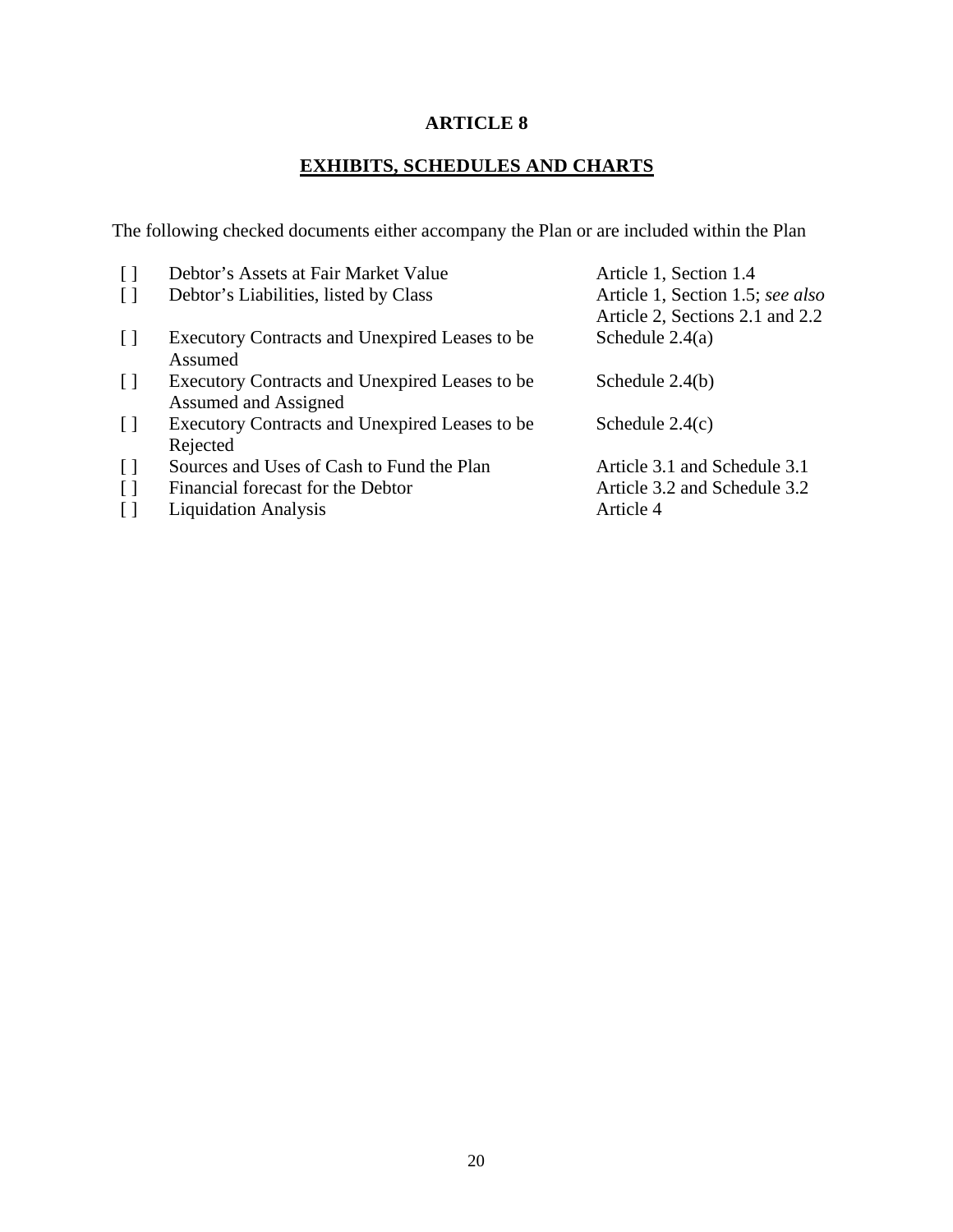# ARTICLE 8

## EXHIBITS, SCHEDULES AND CHARTS

The following checked documents either accompany the Plan or are included within the Plan

| | | |
|---|---|---|
| [ ] | Debtor's Assets at Fair Market Value | Article 1, Section 1.4 |
| [ ] | Debtor's Liabilities, listed by Class | Article 1, Section 1.5; *see also* Article 2, Sections 2.1 and 2.2 |
| [ ] | Executory Contracts and Unexpired Leases to be Assumed | Schedule 2.4(a) |
| [ ] | Executory Contracts and Unexpired Leases to be Assumed and Assigned | Schedule 2.4(b) |
| [ ] | Executory Contracts and Unexpired Leases to be Rejected | Schedule 2.4(c) |
| [ ] | Sources and Uses of Cash to Fund the Plan | Article 3.1 and Schedule 3.1 |
| [ ] | Financial forecast for the Debtor | Article 3.2 and Schedule 3.2 |
| [ ] | Liquidation Analysis | Article 4 |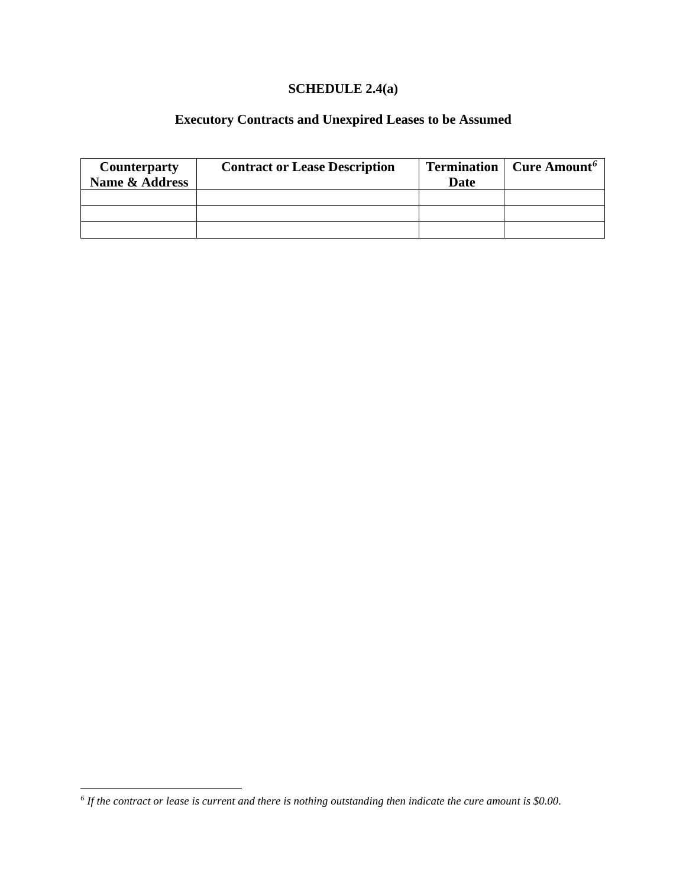# SCHEDULE 2.4(a)

## Executory Contracts and Unexpired Leases to be Assumed

| Counterparty Name & Address | Contract or Lease Description | Termination Date | Cure Amount[6] |
|---|---|---|---|
| | | | |
| | | | |
| | | | |

[6] *If the contract or lease is current and there is nothing outstanding then indicate the cure amount is $0.00.*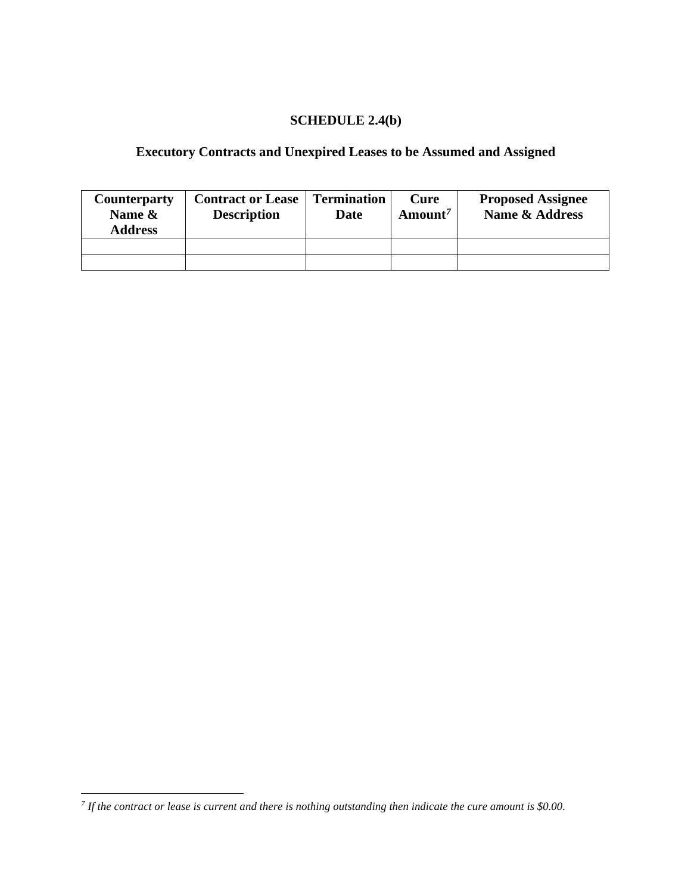**SCHEDULE 2.4(b)**

**Executory Contracts and Unexpired Leases to be Assumed and Assigned**

| Counterparty Name & Address | Contract or Lease Description | Termination Date | Cure Amount[7] | Proposed Assignee Name & Address |
|---|---|---|---|---|
| | | | | |
| | | | | |

[7] *If the contract or lease is current and there is nothing outstanding then indicate the cure amount is $0.00.*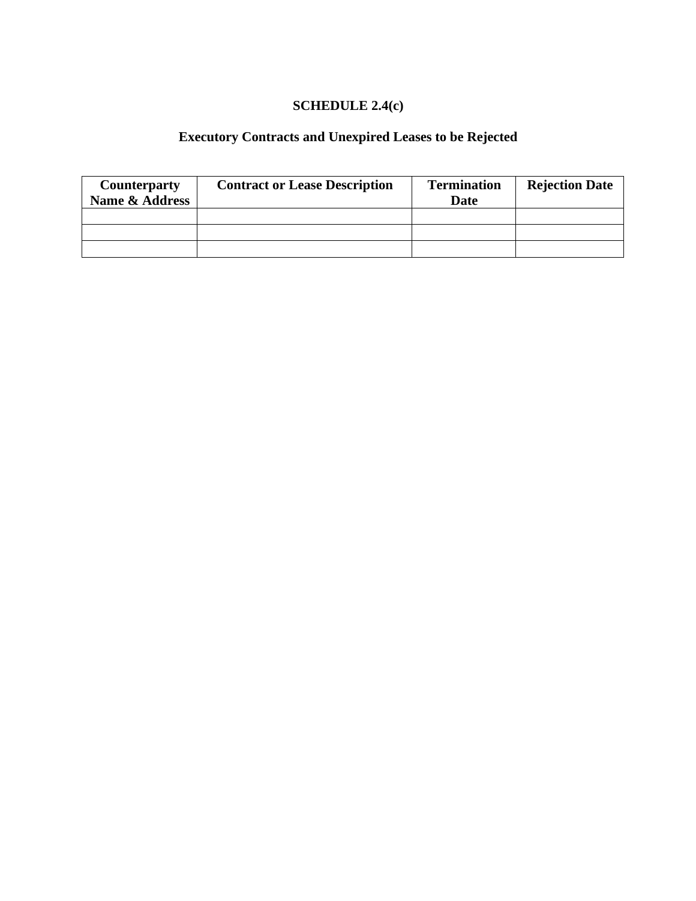**SCHEDULE 2.4(c)**

**Executory Contracts and Unexpired Leases to be Rejected**

| Counterparty Name & Address | Contract or Lease Description | Termination Date | Rejection Date |
|---|---|---|---|
| | | | |
| | | | |
| | | | |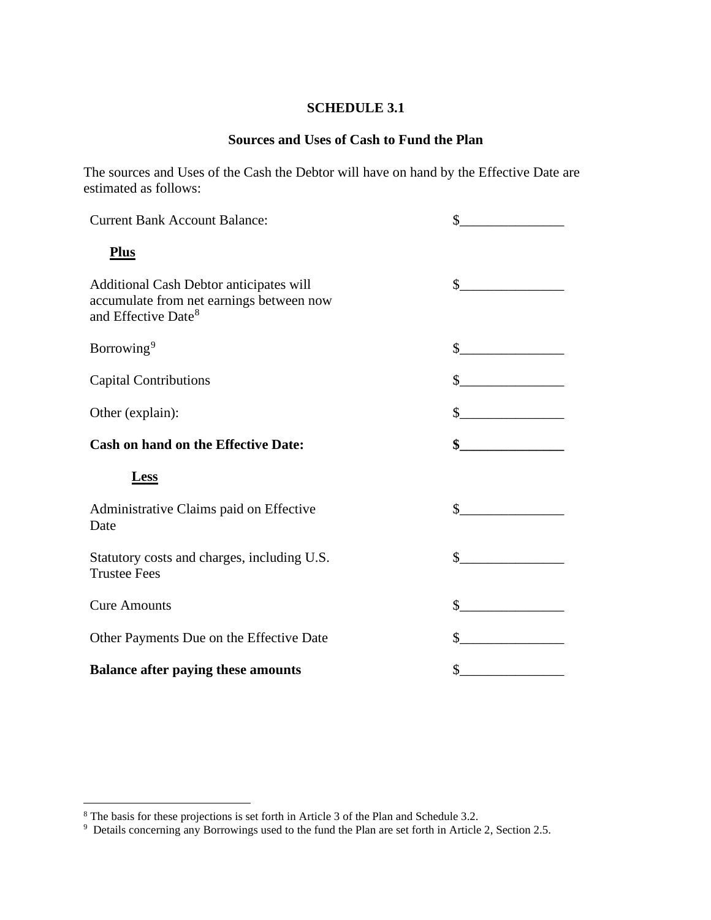**SCHEDULE 3.1**

**Sources and Uses of Cash to Fund the Plan**

The sources and Uses of the Cash the Debtor will have on hand by the Effective Date are estimated as follows:

| | |
|---|---|
| Current Bank Account Balance: | $_______________ |
| **Plus** | |
| Additional Cash Debtor anticipates will accumulate from net earnings between now and Effective Date[8] | $_______________ |
| Borrowing[9] | $_______________ |
| Capital Contributions | $_______________ |
| Other (explain): | $_______________ |
| **Cash on hand on the Effective Date:** | **$_______________** |
| **Less** | |
| Administrative Claims paid on Effective Date | $_______________ |
| Statutory costs and charges, including U.S. Trustee Fees | $_______________ |
| Cure Amounts | $_______________ |
| Other Payments Due on the Effective Date | $_______________ |
| **Balance after paying these amounts** | $_______________ |

[8] The basis for these projections is set forth in Article 3 of the Plan and Schedule 3.2.

[9] Details concerning any Borrowings used to the fund the Plan are set forth in Article 2, Section 2.5.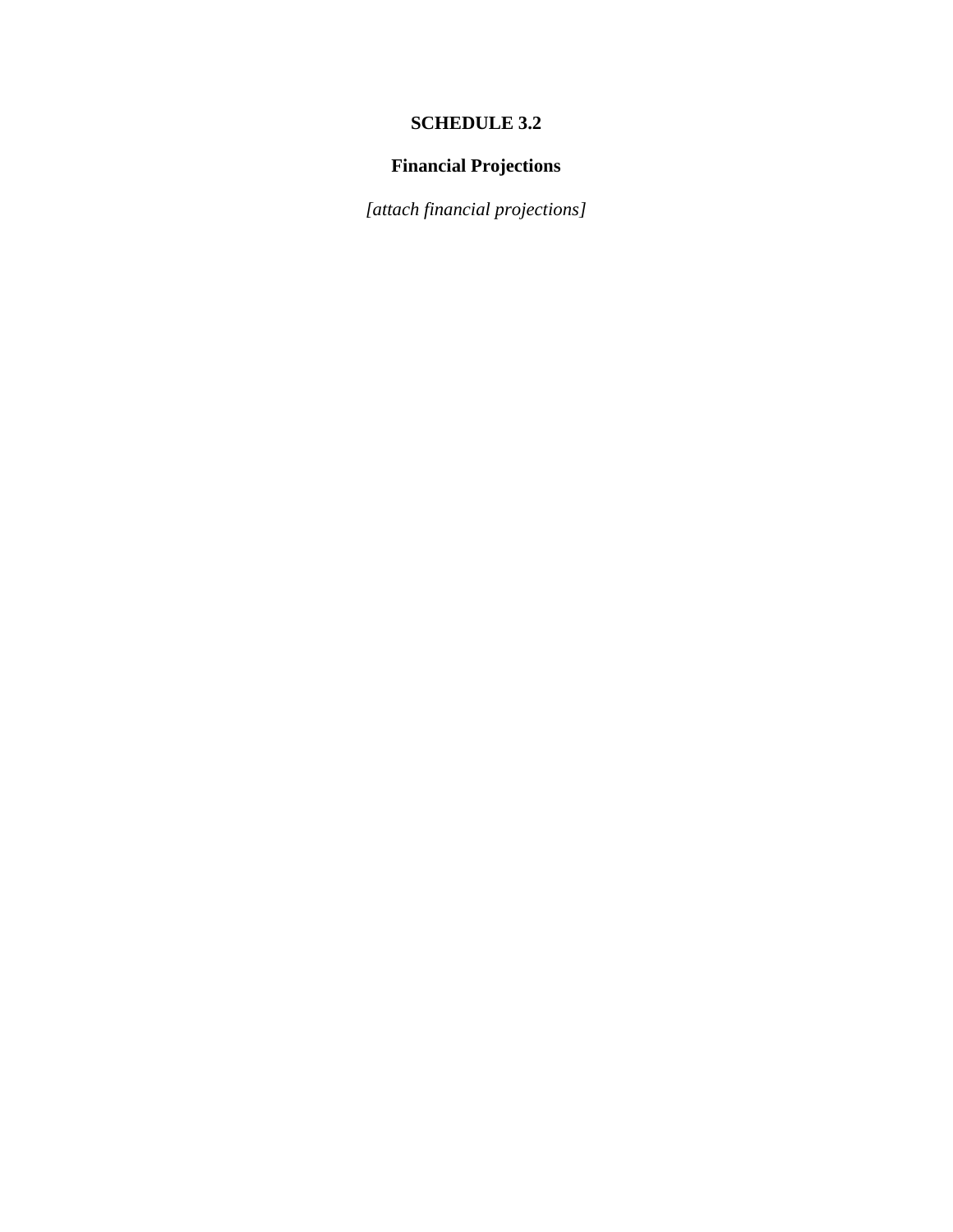**SCHEDULE 3.2**

**Financial Projections**

*[attach financial projections]*